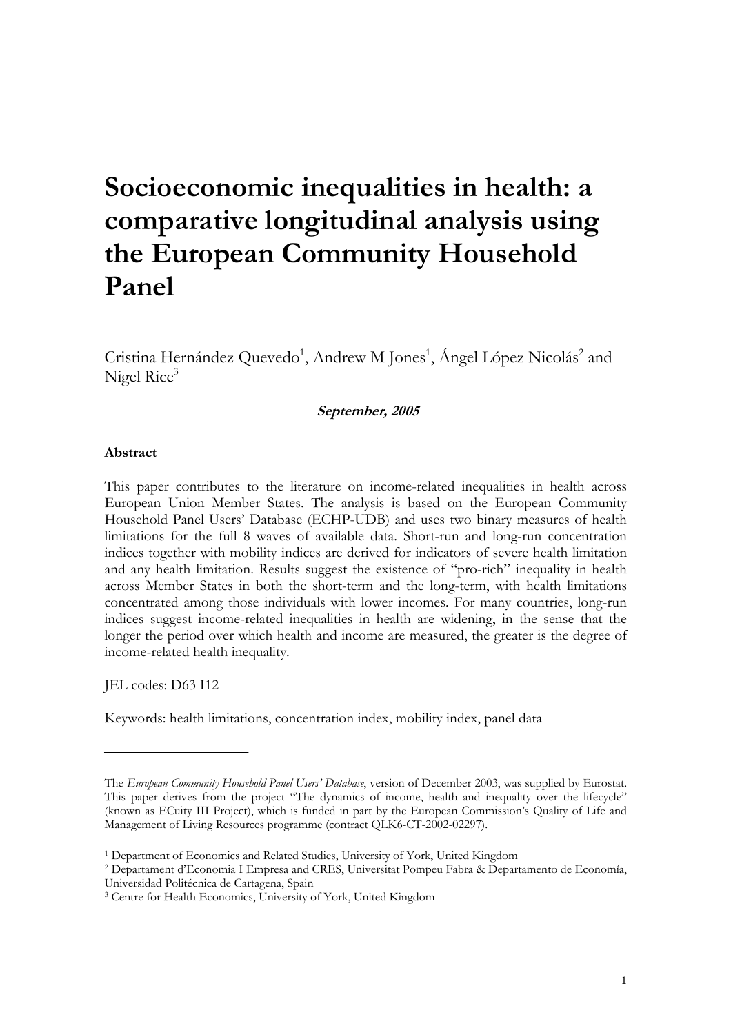# Socioeconomic inequalities in health: a comparative longitudinal analysis using the European Community Household Panel

Cristina Hernández Quevedo[1], Andrew M Jones[1], Ángel López Nicolás[2] and Nigel Rice[3]

***September, 2005***

**Abstract**

This paper contributes to the literature on income-related inequalities in health across European Union Member States. The analysis is based on the European Community Household Panel Users' Database (ECHP-UDB) and uses two binary measures of health limitations for the full 8 waves of available data. Short-run and long-run concentration indices together with mobility indices are derived for indicators of severe health limitation and any health limitation. Results suggest the existence of "pro-rich" inequality in health across Member States in both the short-term and the long-term, with health limitations concentrated among those individuals with lower incomes. For many countries, long-run indices suggest income-related inequalities in health are widening, in the sense that the longer the period over which health and income are measured, the greater is the degree of income-related health inequality.

JEL codes: D63 I12

Keywords: health limitations, concentration index, mobility index, panel data

---

The *European Community Household Panel Users' Database*, version of December 2003, was supplied by Eurostat. This paper derives from the project "The dynamics of income, health and inequality over the lifecycle" (known as ECuity III Project), which is funded in part by the European Commission's Quality of Life and Management of Living Resources programme (contract QLK6-CT-2002-02297).

[1] Department of Economics and Related Studies, University of York, United Kingdom

[2] Departament d'Economia I Empresa and CRES, Universitat Pompeu Fabra & Departamento de Economía, Universidad Politécnica de Cartagena, Spain

[3] Centre for Health Economics, University of York, United Kingdom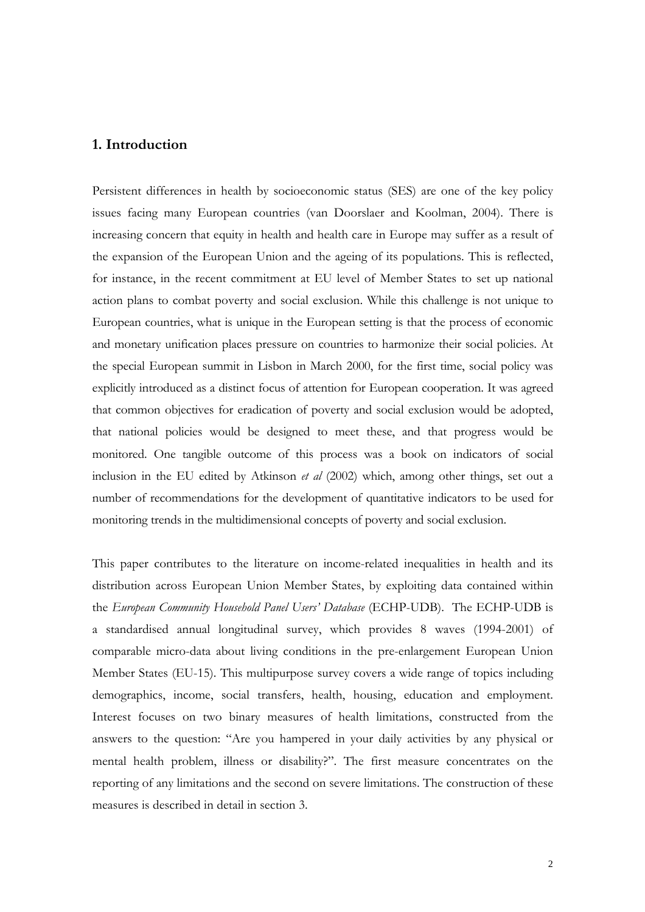## 1. Introduction

Persistent differences in health by socioeconomic status (SES) are one of the key policy issues facing many European countries (van Doorslaer and Koolman, 2004). There is increasing concern that equity in health and health care in Europe may suffer as a result of the expansion of the European Union and the ageing of its populations. This is reflected, for instance, in the recent commitment at EU level of Member States to set up national action plans to combat poverty and social exclusion. While this challenge is not unique to European countries, what is unique in the European setting is that the process of economic and monetary unification places pressure on countries to harmonize their social policies. At the special European summit in Lisbon in March 2000, for the first time, social policy was explicitly introduced as a distinct focus of attention for European cooperation. It was agreed that common objectives for eradication of poverty and social exclusion would be adopted, that national policies would be designed to meet these, and that progress would be monitored. One tangible outcome of this process was a book on indicators of social inclusion in the EU edited by Atkinson *et al* (2002) which, among other things, set out a number of recommendations for the development of quantitative indicators to be used for monitoring trends in the multidimensional concepts of poverty and social exclusion.

This paper contributes to the literature on income-related inequalities in health and its distribution across European Union Member States, by exploiting data contained within the *European Community Household Panel Users' Database* (ECHP-UDB). The ECHP-UDB is a standardised annual longitudinal survey, which provides 8 waves (1994-2001) of comparable micro-data about living conditions in the pre-enlargement European Union Member States (EU-15). This multipurpose survey covers a wide range of topics including demographics, income, social transfers, health, housing, education and employment. Interest focuses on two binary measures of health limitations, constructed from the answers to the question: "Are you hampered in your daily activities by any physical or mental health problem, illness or disability?". The first measure concentrates on the reporting of any limitations and the second on severe limitations. The construction of these measures is described in detail in section 3.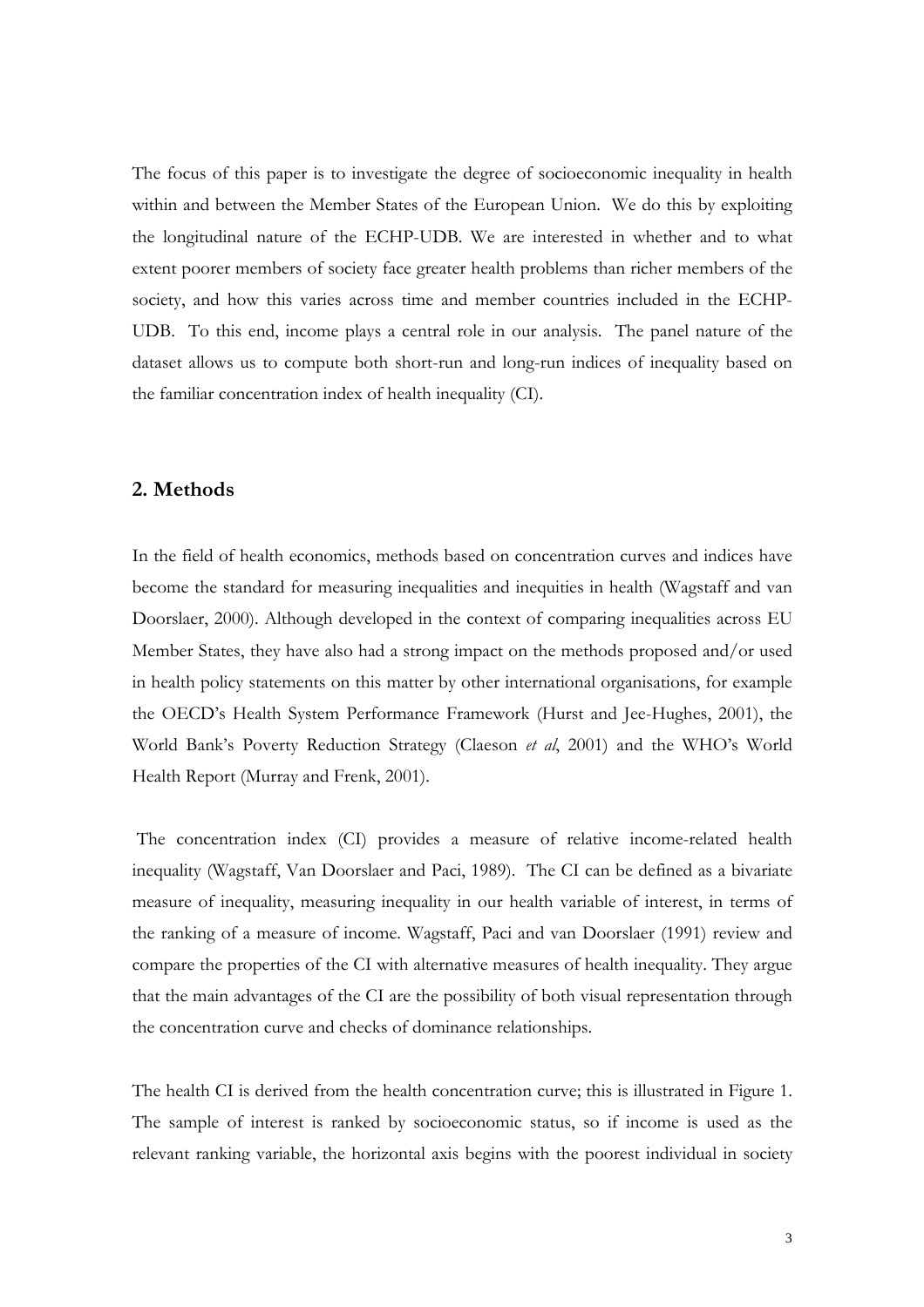The focus of this paper is to investigate the degree of socioeconomic inequality in health within and between the Member States of the European Union. We do this by exploiting the longitudinal nature of the ECHP-UDB. We are interested in whether and to what extent poorer members of society face greater health problems than richer members of the society, and how this varies across time and member countries included in the ECHP-UDB. To this end, income plays a central role in our analysis. The panel nature of the dataset allows us to compute both short-run and long-run indices of inequality based on the familiar concentration index of health inequality (CI).

## 2. Methods

In the field of health economics, methods based on concentration curves and indices have become the standard for measuring inequalities and inequities in health (Wagstaff and van Doorslaer, 2000). Although developed in the context of comparing inequalities across EU Member States, they have also had a strong impact on the methods proposed and/or used in health policy statements on this matter by other international organisations, for example the OECD's Health System Performance Framework (Hurst and Jee-Hughes, 2001), the World Bank's Poverty Reduction Strategy (Claeson *et al*, 2001) and the WHO's World Health Report (Murray and Frenk, 2001).

The concentration index (CI) provides a measure of relative income-related health inequality (Wagstaff, Van Doorslaer and Paci, 1989). The CI can be defined as a bivariate measure of inequality, measuring inequality in our health variable of interest, in terms of the ranking of a measure of income. Wagstaff, Paci and van Doorslaer (1991) review and compare the properties of the CI with alternative measures of health inequality. They argue that the main advantages of the CI are the possibility of both visual representation through the concentration curve and checks of dominance relationships.

The health CI is derived from the health concentration curve; this is illustrated in Figure 1. The sample of interest is ranked by socioeconomic status, so if income is used as the relevant ranking variable, the horizontal axis begins with the poorest individual in society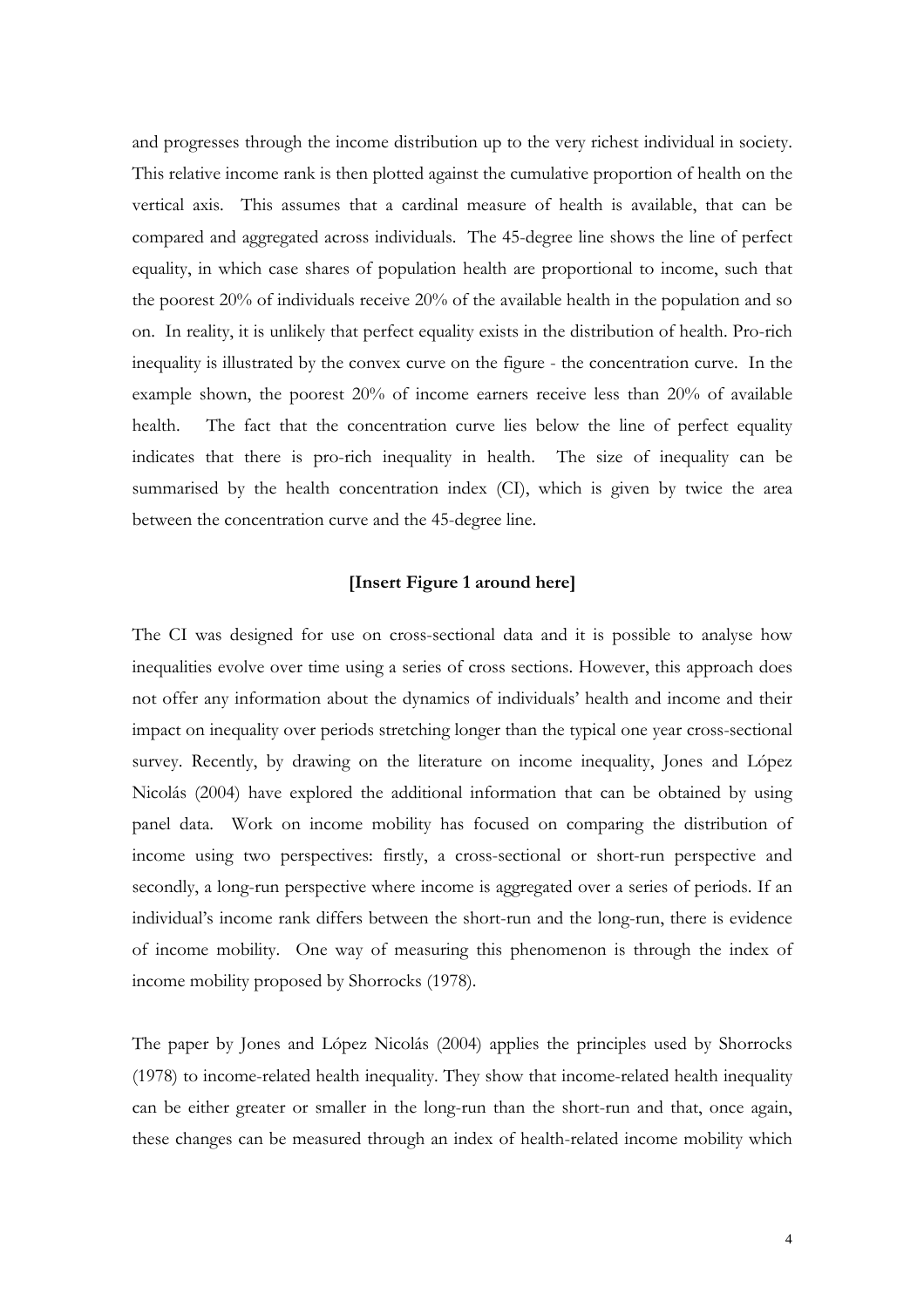and progresses through the income distribution up to the very richest individual in society. This relative income rank is then plotted against the cumulative proportion of health on the vertical axis. This assumes that a cardinal measure of health is available, that can be compared and aggregated across individuals. The 45-degree line shows the line of perfect equality, in which case shares of population health are proportional to income, such that the poorest 20% of individuals receive 20% of the available health in the population and so on. In reality, it is unlikely that perfect equality exists in the distribution of health. Pro-rich inequality is illustrated by the convex curve on the figure - the concentration curve. In the example shown, the poorest 20% of income earners receive less than 20% of available health. The fact that the concentration curve lies below the line of perfect equality indicates that there is pro-rich inequality in health. The size of inequality can be summarised by the health concentration index (CI), which is given by twice the area between the concentration curve and the 45-degree line.

**[Insert Figure 1 around here]**

The CI was designed for use on cross-sectional data and it is possible to analyse how inequalities evolve over time using a series of cross sections. However, this approach does not offer any information about the dynamics of individuals' health and income and their impact on inequality over periods stretching longer than the typical one year cross-sectional survey. Recently, by drawing on the literature on income inequality, Jones and López Nicolás (2004) have explored the additional information that can be obtained by using panel data. Work on income mobility has focused on comparing the distribution of income using two perspectives: firstly, a cross-sectional or short-run perspective and secondly, a long-run perspective where income is aggregated over a series of periods. If an individual's income rank differs between the short-run and the long-run, there is evidence of income mobility. One way of measuring this phenomenon is through the index of income mobility proposed by Shorrocks (1978).

The paper by Jones and López Nicolás (2004) applies the principles used by Shorrocks (1978) to income-related health inequality. They show that income-related health inequality can be either greater or smaller in the long-run than the short-run and that, once again, these changes can be measured through an index of health-related income mobility which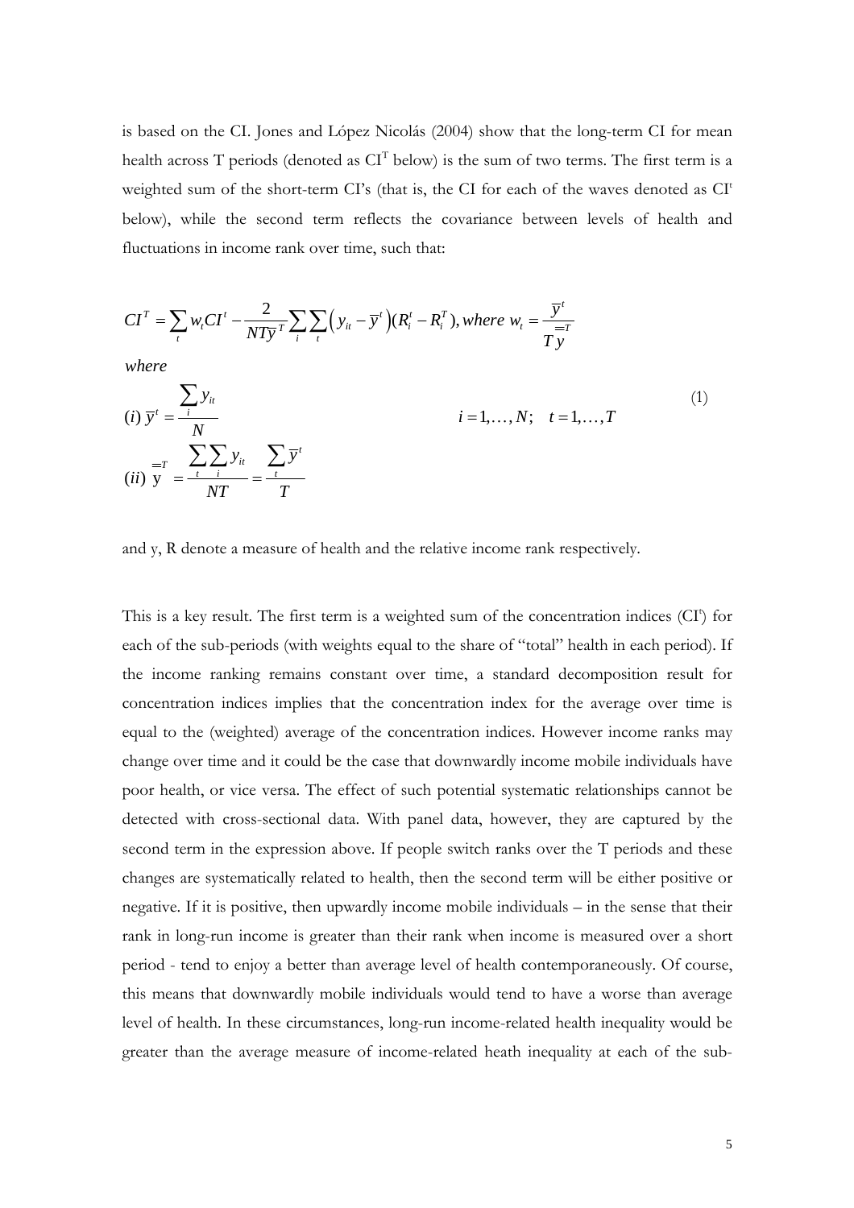is based on the CI. Jones and López Nicolás (2004) show that the long-term CI for mean health across T periods (denoted as $CI^T$ below) is the sum of two terms. The first term is a weighted sum of the short-term CI's (that is, the CI for each of the waves denoted as $CI^t$ below), while the second term reflects the covariance between levels of health and fluctuations in income rank over time, such that:

$$
CI^T = \sum_t w_t CI^t - \frac{2}{NT\overline{y}^T} \sum_i \sum_t \left( y_{it} - \overline{y}^t \right)(R_i^t - R_i^T), \; where \; w_t = \frac{\overline{y}^t}{T \overline{\overline{y}}^T}
$$

$$
where
$$

$$
(i) \; \overline{y}^t = \frac{\sum_i y_{it}}{N} \qquad\qquad i = 1, \ldots, N; \quad t = 1, \ldots, T \tag{1}
$$

$$
(ii) \; \overline{\overline{y}}^T = \frac{\sum_t \sum_i y_{it}}{NT} = \frac{\sum_t \overline{y}^t}{T}
$$

and y, R denote a measure of health and the relative income rank respectively.

This is a key result. The first term is a weighted sum of the concentration indices ($CI^t$) for each of the sub-periods (with weights equal to the share of "total" health in each period). If the income ranking remains constant over time, a standard decomposition result for concentration indices implies that the concentration index for the average over time is equal to the (weighted) average of the concentration indices. However income ranks may change over time and it could be the case that downwardly income mobile individuals have poor health, or vice versa. The effect of such potential systematic relationships cannot be detected with cross-sectional data. With panel data, however, they are captured by the second term in the expression above. If people switch ranks over the T periods and these changes are systematically related to health, then the second term will be either positive or negative. If it is positive, then upwardly income mobile individuals – in the sense that their rank in long-run income is greater than their rank when income is measured over a short period - tend to enjoy a better than average level of health contemporaneously. Of course, this means that downwardly mobile individuals would tend to have a worse than average level of health. In these circumstances, long-run income-related health inequality would be greater than the average measure of income-related heath inequality at each of the sub-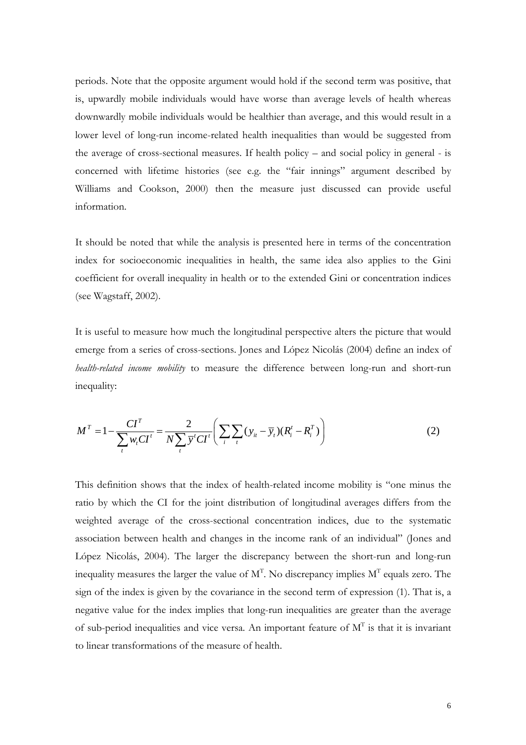periods. Note that the opposite argument would hold if the second term was positive, that is, upwardly mobile individuals would have worse than average levels of health whereas downwardly mobile individuals would be healthier than average, and this would result in a lower level of long-run income-related health inequalities than would be suggested from the average of cross-sectional measures. If health policy – and social policy in general - is concerned with lifetime histories (see e.g. the "fair innings" argument described by Williams and Cookson, 2000) then the measure just discussed can provide useful information.

It should be noted that while the analysis is presented here in terms of the concentration index for socioeconomic inequalities in health, the same idea also applies to the Gini coefficient for overall inequality in health or to the extended Gini or concentration indices (see Wagstaff, 2002).

It is useful to measure how much the longitudinal perspective alters the picture that would emerge from a series of cross-sections. Jones and López Nicolás (2004) define an index of *health-related income mobility* to measure the difference between long-run and short-run inequality:

$$M^T = 1 - \frac{CI^T}{\sum_t w_t CI^t} = \frac{2}{N \sum_t \bar{y}^t CI^t} \left( \sum_i \sum_t (y_{it} - \bar{y}_t)(R_i^t - R_i^T) \right) \tag{2}$$

This definition shows that the index of health-related income mobility is "one minus the ratio by which the CI for the joint distribution of longitudinal averages differs from the weighted average of the cross-sectional concentration indices, due to the systematic association between health and changes in the income rank of an individual" (Jones and López Nicolás, 2004). The larger the discrepancy between the short-run and long-run inequality measures the larger the value of $M^T$. No discrepancy implies $M^T$ equals zero. The sign of the index is given by the covariance in the second term of expression (1). That is, a negative value for the index implies that long-run inequalities are greater than the average of sub-period inequalities and vice versa. An important feature of $M^T$ is that it is invariant to linear transformations of the measure of health.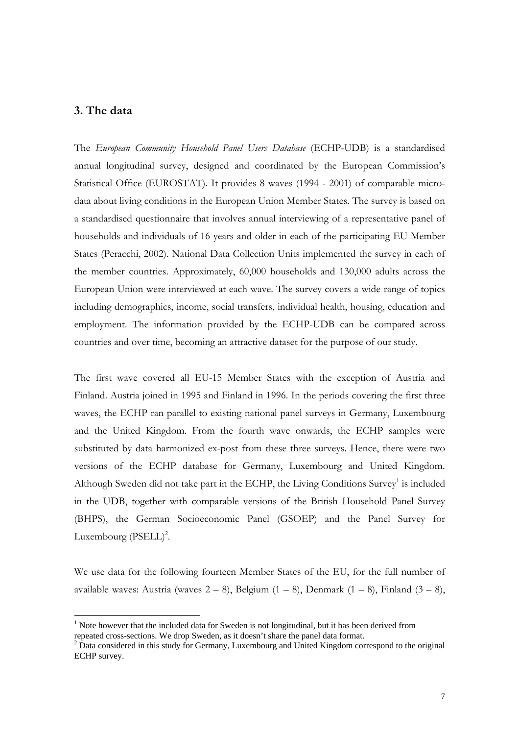## 3. The data

The *European Community Household Panel Users Database* (ECHP-UDB) is a standardised annual longitudinal survey, designed and coordinated by the European Commission's Statistical Office (EUROSTAT). It provides 8 waves (1994 - 2001) of comparable micro-data about living conditions in the European Union Member States. The survey is based on a standardised questionnaire that involves annual interviewing of a representative panel of households and individuals of 16 years and older in each of the participating EU Member States (Peracchi, 2002). National Data Collection Units implemented the survey in each of the member countries. Approximately, 60,000 households and 130,000 adults across the European Union were interviewed at each wave. The survey covers a wide range of topics including demographics, income, social transfers, individual health, housing, education and employment. The information provided by the ECHP-UDB can be compared across countries and over time, becoming an attractive dataset for the purpose of our study.

The first wave covered all EU-15 Member States with the exception of Austria and Finland. Austria joined in 1995 and Finland in 1996. In the periods covering the first three waves, the ECHP ran parallel to existing national panel surveys in Germany, Luxembourg and the United Kingdom. From the fourth wave onwards, the ECHP samples were substituted by data harmonized ex-post from these three surveys. Hence, there were two versions of the ECHP database for Germany, Luxembourg and United Kingdom. Although Sweden did not take part in the ECHP, the Living Conditions Survey[1] is included in the UDB, together with comparable versions of the British Household Panel Survey (BHPS), the German Socioeconomic Panel (GSOEP) and the Panel Survey for Luxembourg (PSELL)[2].

We use data for the following fourteen Member States of the EU, for the full number of available waves: Austria (waves 2 – 8), Belgium (1 – 8), Denmark (1 – 8), Finland (3 – 8),

---

[1] Note however that the included data for Sweden is not longitudinal, but it has been derived from repeated cross-sections. We drop Sweden, as it doesn't share the panel data format.

[2] Data considered in this study for Germany, Luxembourg and United Kingdom correspond to the original ECHP survey.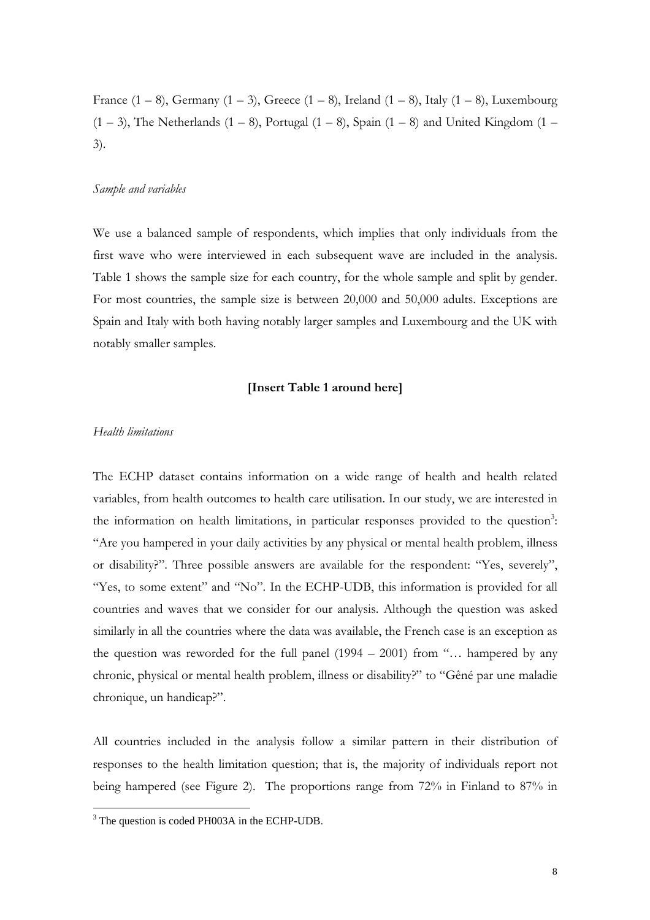France (1 – 8), Germany (1 – 3), Greece (1 – 8), Ireland (1 – 8), Italy (1 – 8), Luxembourg (1 – 3), The Netherlands (1 – 8), Portugal (1 – 8), Spain (1 – 8) and United Kingdom (1 – 3).

*Sample and variables*

We use a balanced sample of respondents, which implies that only individuals from the first wave who were interviewed in each subsequent wave are included in the analysis. Table 1 shows the sample size for each country, for the whole sample and split by gender. For most countries, the sample size is between 20,000 and 50,000 adults. Exceptions are Spain and Italy with both having notably larger samples and Luxembourg and the UK with notably smaller samples.

**[Insert Table 1 around here]**

*Health limitations*

The ECHP dataset contains information on a wide range of health and health related variables, from health outcomes to health care utilisation. In our study, we are interested in the information on health limitations, in particular responses provided to the question[3]: "Are you hampered in your daily activities by any physical or mental health problem, illness or disability?". Three possible answers are available for the respondent: "Yes, severely", "Yes, to some extent" and "No". In the ECHP-UDB, this information is provided for all countries and waves that we consider for our analysis. Although the question was asked similarly in all the countries where the data was available, the French case is an exception as the question was reworded for the full panel (1994 – 2001) from "… hampered by any chronic, physical or mental health problem, illness or disability?" to "Gêné par une maladie chronique, un handicap?".

All countries included in the analysis follow a similar pattern in their distribution of responses to the health limitation question; that is, the majority of individuals report not being hampered (see Figure 2). The proportions range from 72% in Finland to 87% in

[3] The question is coded PH003A in the ECHP-UDB.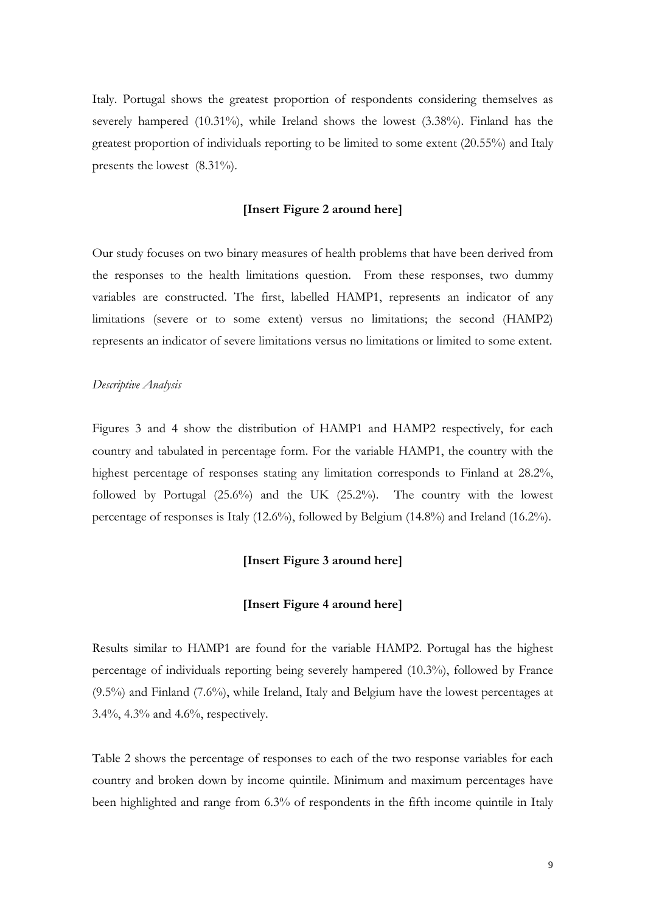Italy. Portugal shows the greatest proportion of respondents considering themselves as severely hampered (10.31%), while Ireland shows the lowest (3.38%). Finland has the greatest proportion of individuals reporting to be limited to some extent (20.55%) and Italy presents the lowest (8.31%).

**[Insert Figure 2 around here]**

Our study focuses on two binary measures of health problems that have been derived from the responses to the health limitations question. From these responses, two dummy variables are constructed. The first, labelled HAMP1, represents an indicator of any limitations (severe or to some extent) versus no limitations; the second (HAMP2) represents an indicator of severe limitations versus no limitations or limited to some extent.

*Descriptive Analysis*

Figures 3 and 4 show the distribution of HAMP1 and HAMP2 respectively, for each country and tabulated in percentage form. For the variable HAMP1, the country with the highest percentage of responses stating any limitation corresponds to Finland at 28.2%, followed by Portugal (25.6%) and the UK (25.2%). The country with the lowest percentage of responses is Italy (12.6%), followed by Belgium (14.8%) and Ireland (16.2%).

**[Insert Figure 3 around here]**

**[Insert Figure 4 around here]**

Results similar to HAMP1 are found for the variable HAMP2. Portugal has the highest percentage of individuals reporting being severely hampered (10.3%), followed by France (9.5%) and Finland (7.6%), while Ireland, Italy and Belgium have the lowest percentages at 3.4%, 4.3% and 4.6%, respectively.

Table 2 shows the percentage of responses to each of the two response variables for each country and broken down by income quintile. Minimum and maximum percentages have been highlighted and range from 6.3% of respondents in the fifth income quintile in Italy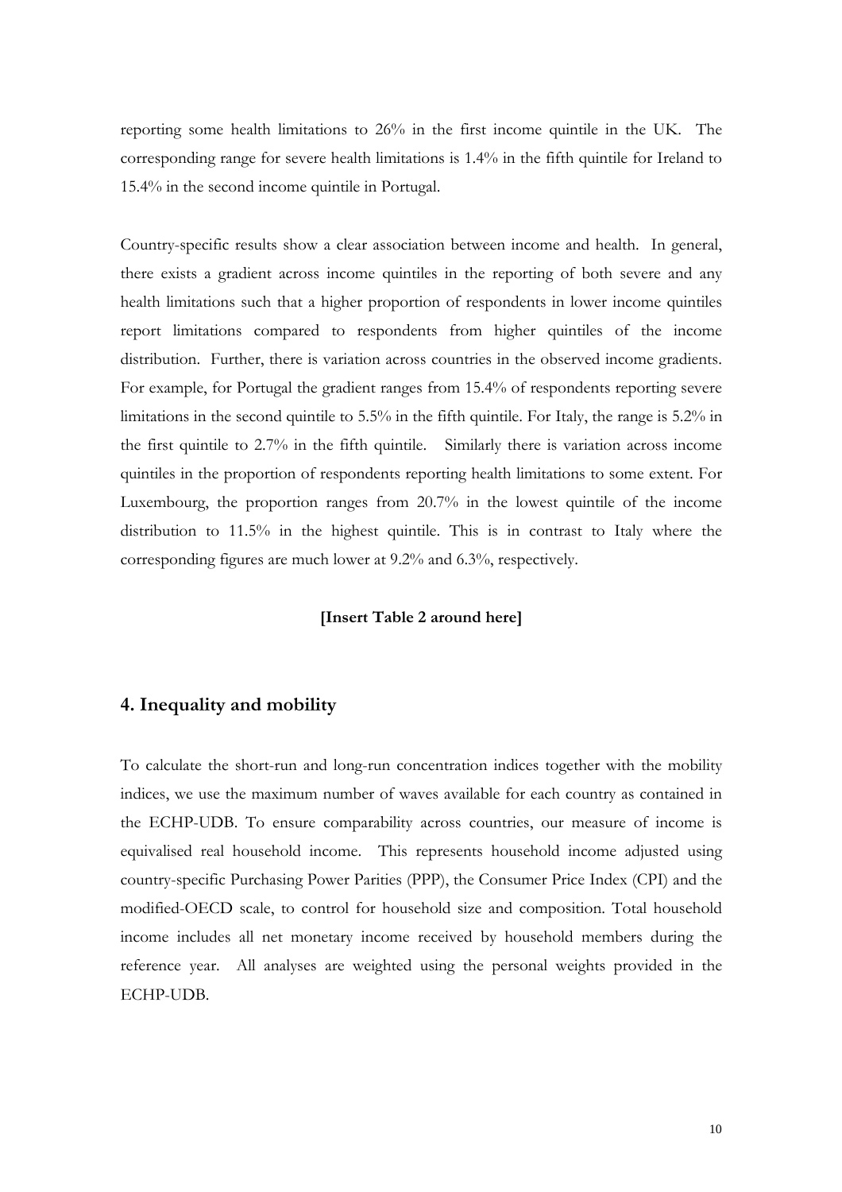reporting some health limitations to 26% in the first income quintile in the UK. The corresponding range for severe health limitations is 1.4% in the fifth quintile for Ireland to 15.4% in the second income quintile in Portugal.

Country-specific results show a clear association between income and health. In general, there exists a gradient across income quintiles in the reporting of both severe and any health limitations such that a higher proportion of respondents in lower income quintiles report limitations compared to respondents from higher quintiles of the income distribution. Further, there is variation across countries in the observed income gradients. For example, for Portugal the gradient ranges from 15.4% of respondents reporting severe limitations in the second quintile to 5.5% in the fifth quintile. For Italy, the range is 5.2% in the first quintile to 2.7% in the fifth quintile. Similarly there is variation across income quintiles in the proportion of respondents reporting health limitations to some extent. For Luxembourg, the proportion ranges from 20.7% in the lowest quintile of the income distribution to 11.5% in the highest quintile. This is in contrast to Italy where the corresponding figures are much lower at 9.2% and 6.3%, respectively.

**[Insert Table 2 around here]**

## 4. Inequality and mobility

To calculate the short-run and long-run concentration indices together with the mobility indices, we use the maximum number of waves available for each country as contained in the ECHP-UDB. To ensure comparability across countries, our measure of income is equivalised real household income. This represents household income adjusted using country-specific Purchasing Power Parities (PPP), the Consumer Price Index (CPI) and the modified-OECD scale, to control for household size and composition. Total household income includes all net monetary income received by household members during the reference year. All analyses are weighted using the personal weights provided in the ECHP-UDB.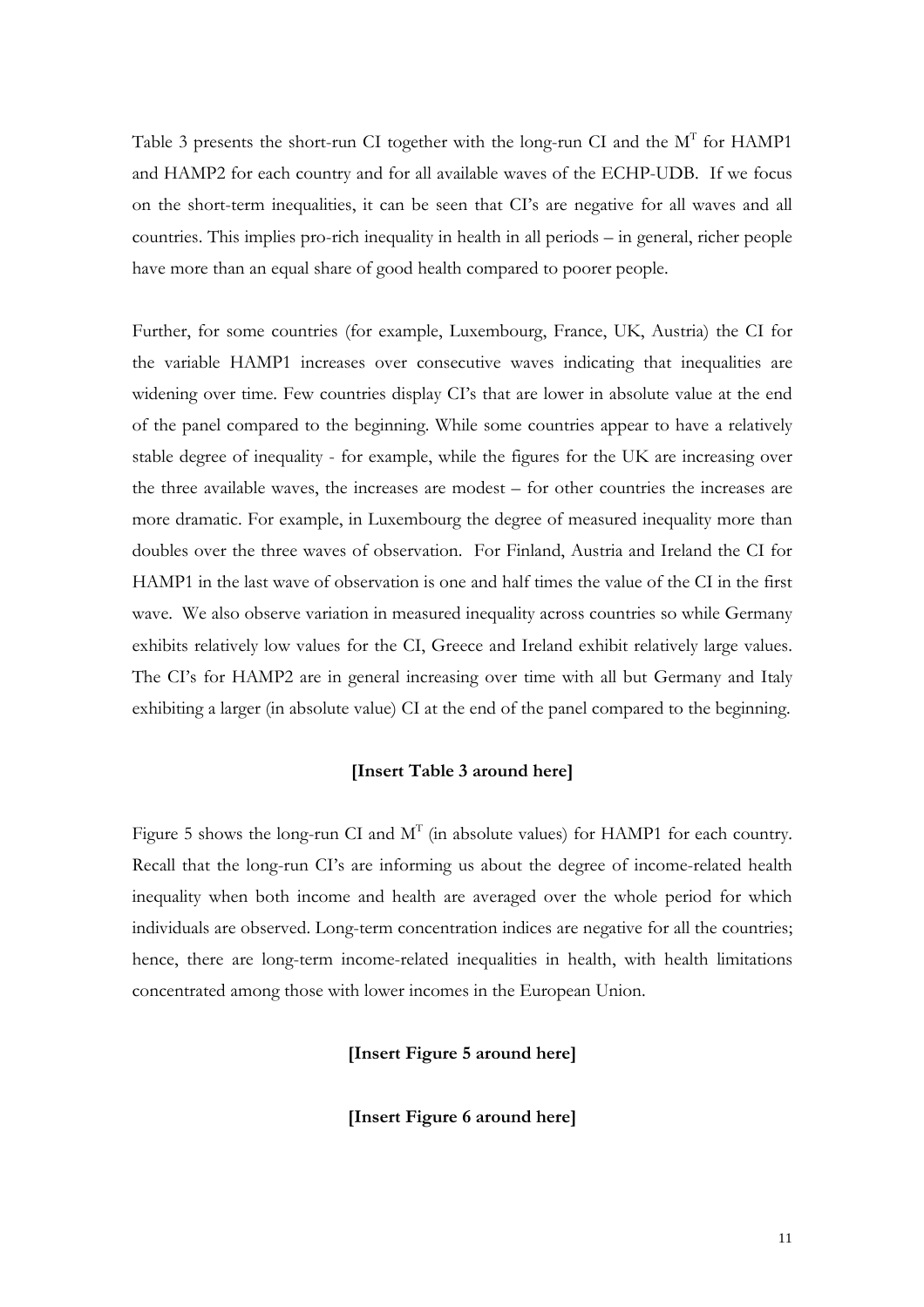Table 3 presents the short-run CI together with the long-run CI and the $M^T$ for HAMP1 and HAMP2 for each country and for all available waves of the ECHP-UDB. If we focus on the short-term inequalities, it can be seen that CI's are negative for all waves and all countries. This implies pro-rich inequality in health in all periods – in general, richer people have more than an equal share of good health compared to poorer people.

Further, for some countries (for example, Luxembourg, France, UK, Austria) the CI for the variable HAMP1 increases over consecutive waves indicating that inequalities are widening over time. Few countries display CI's that are lower in absolute value at the end of the panel compared to the beginning. While some countries appear to have a relatively stable degree of inequality - for example, while the figures for the UK are increasing over the three available waves, the increases are modest – for other countries the increases are more dramatic. For example, in Luxembourg the degree of measured inequality more than doubles over the three waves of observation. For Finland, Austria and Ireland the CI for HAMP1 in the last wave of observation is one and half times the value of the CI in the first wave. We also observe variation in measured inequality across countries so while Germany exhibits relatively low values for the CI, Greece and Ireland exhibit relatively large values. The CI's for HAMP2 are in general increasing over time with all but Germany and Italy exhibiting a larger (in absolute value) CI at the end of the panel compared to the beginning.

**[Insert Table 3 around here]**

Figure 5 shows the long-run CI and $M^T$ (in absolute values) for HAMP1 for each country. Recall that the long-run CI's are informing us about the degree of income-related health inequality when both income and health are averaged over the whole period for which individuals are observed. Long-term concentration indices are negative for all the countries; hence, there are long-term income-related inequalities in health, with health limitations concentrated among those with lower incomes in the European Union.

**[Insert Figure 5 around here]**

**[Insert Figure 6 around here]**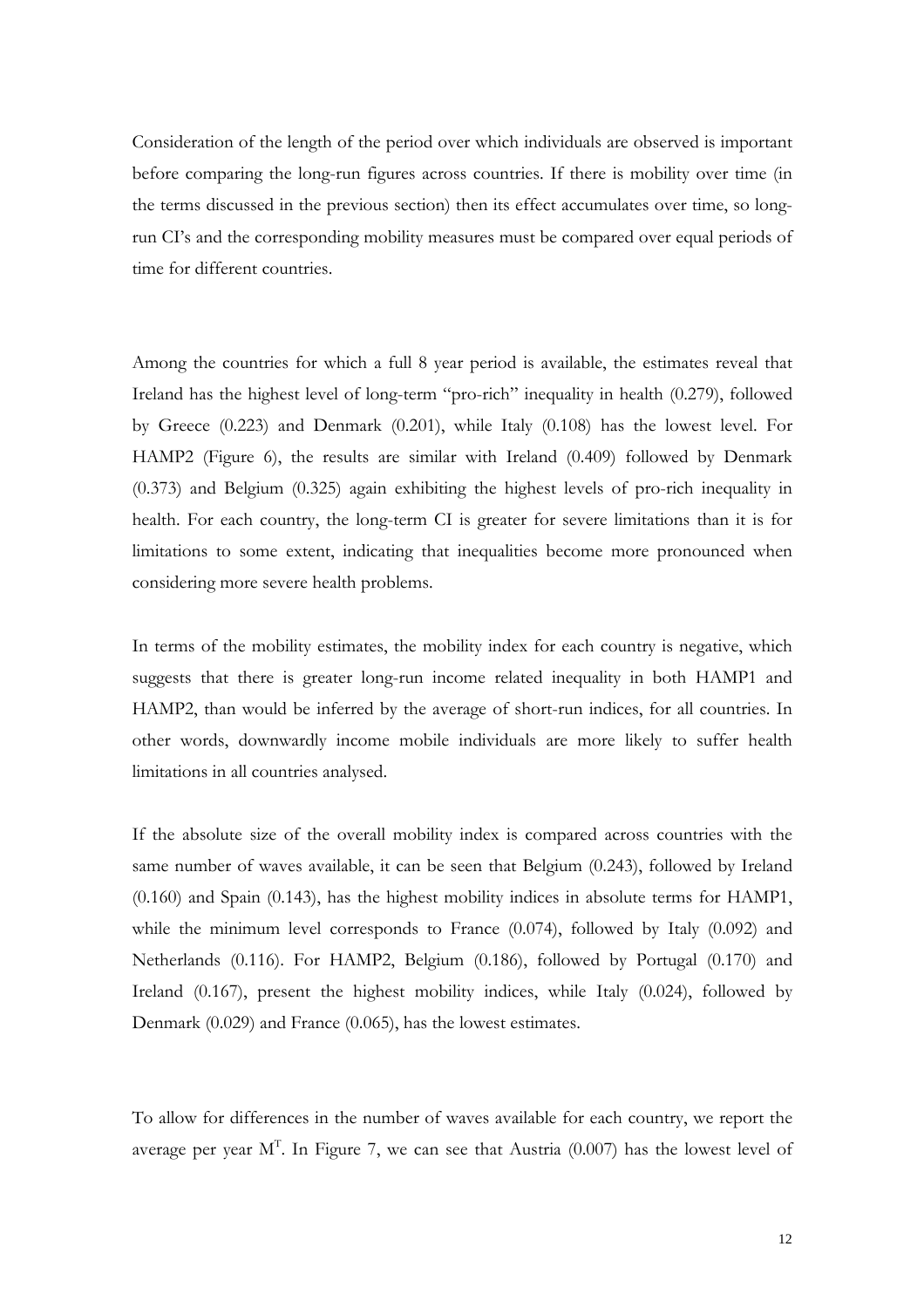Consideration of the length of the period over which individuals are observed is important before comparing the long-run figures across countries. If there is mobility over time (in the terms discussed in the previous section) then its effect accumulates over time, so long-run CI's and the corresponding mobility measures must be compared over equal periods of time for different countries.

Among the countries for which a full 8 year period is available, the estimates reveal that Ireland has the highest level of long-term "pro-rich" inequality in health (0.279), followed by Greece (0.223) and Denmark (0.201), while Italy (0.108) has the lowest level. For HAMP2 (Figure 6), the results are similar with Ireland (0.409) followed by Denmark (0.373) and Belgium (0.325) again exhibiting the highest levels of pro-rich inequality in health. For each country, the long-term CI is greater for severe limitations than it is for limitations to some extent, indicating that inequalities become more pronounced when considering more severe health problems.

In terms of the mobility estimates, the mobility index for each country is negative, which suggests that there is greater long-run income related inequality in both HAMP1 and HAMP2, than would be inferred by the average of short-run indices, for all countries. In other words, downwardly income mobile individuals are more likely to suffer health limitations in all countries analysed.

If the absolute size of the overall mobility index is compared across countries with the same number of waves available, it can be seen that Belgium (0.243), followed by Ireland (0.160) and Spain (0.143), has the highest mobility indices in absolute terms for HAMP1, while the minimum level corresponds to France (0.074), followed by Italy (0.092) and Netherlands (0.116). For HAMP2, Belgium (0.186), followed by Portugal (0.170) and Ireland (0.167), present the highest mobility indices, while Italy (0.024), followed by Denmark (0.029) and France (0.065), has the lowest estimates.

To allow for differences in the number of waves available for each country, we report the average per year $M^T$. In Figure 7, we can see that Austria (0.007) has the lowest level of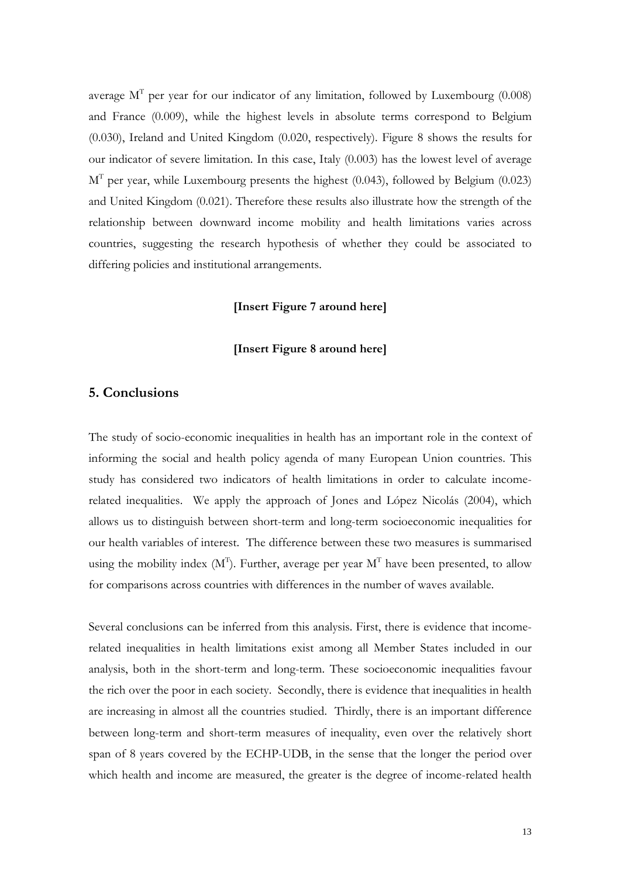average $M^T$ per year for our indicator of any limitation, followed by Luxembourg (0.008) and France (0.009), while the highest levels in absolute terms correspond to Belgium (0.030), Ireland and United Kingdom (0.020, respectively). Figure 8 shows the results for our indicator of severe limitation. In this case, Italy (0.003) has the lowest level of average $M^T$ per year, while Luxembourg presents the highest (0.043), followed by Belgium (0.023) and United Kingdom (0.021). Therefore these results also illustrate how the strength of the relationship between downward income mobility and health limitations varies across countries, suggesting the research hypothesis of whether they could be associated to differing policies and institutional arrangements.

**[Insert Figure 7 around here]**

**[Insert Figure 8 around here]**

## 5. Conclusions

The study of socio-economic inequalities in health has an important role in the context of informing the social and health policy agenda of many European Union countries. This study has considered two indicators of health limitations in order to calculate income-related inequalities. We apply the approach of Jones and López Nicolás (2004), which allows us to distinguish between short-term and long-term socioeconomic inequalities for our health variables of interest. The difference between these two measures is summarised using the mobility index ($M^T$). Further, average per year $M^T$ have been presented, to allow for comparisons across countries with differences in the number of waves available.

Several conclusions can be inferred from this analysis. First, there is evidence that income-related inequalities in health limitations exist among all Member States included in our analysis, both in the short-term and long-term. These socioeconomic inequalities favour the rich over the poor in each society. Secondly, there is evidence that inequalities in health are increasing in almost all the countries studied. Thirdly, there is an important difference between long-term and short-term measures of inequality, even over the relatively short span of 8 years covered by the ECHP-UDB, in the sense that the longer the period over which health and income are measured, the greater is the degree of income-related health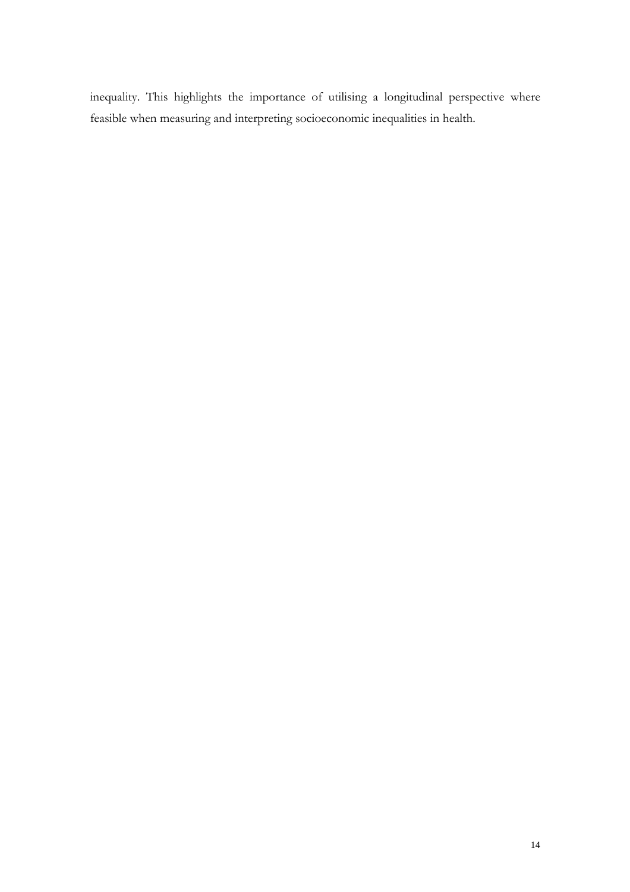inequality. This highlights the importance of utilising a longitudinal perspective where feasible when measuring and interpreting socioeconomic inequalities in health.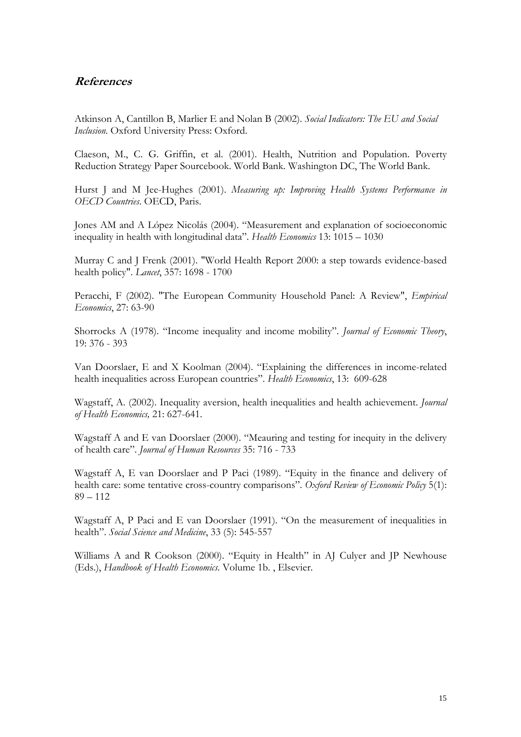## *References*

Atkinson A, Cantillon B, Marlier E and Nolan B (2002). *Social Indicators: The EU and Social Inclusion*. Oxford University Press: Oxford.

Claeson, M., C. G. Griffin, et al. (2001). Health, Nutrition and Population. Poverty Reduction Strategy Paper Sourcebook. World Bank. Washington DC, The World Bank.

Hurst J and M Jee-Hughes (2001). *Measuring up: Improving Health Systems Performance in OECD Countries*. OECD, Paris.

Jones AM and A López Nicolás (2004). "Measurement and explanation of socioeconomic inequality in health with longitudinal data". *Health Economics* 13: 1015 – 1030

Murray C and J Frenk (2001). "World Health Report 2000: a step towards evidence-based health policy". *Lancet*, 357: 1698 - 1700

Peracchi, F (2002). "The European Community Household Panel: A Review", *Empirical Economics*, 27: 63-90

Shorrocks A (1978). "Income inequality and income mobility". *Journal of Economic Theory*, 19: 376 - 393

Van Doorslaer, E and X Koolman (2004). "Explaining the differences in income-related health inequalities across European countries". *Health Economics*, 13: 609-628

Wagstaff, A. (2002). Inequality aversion, health inequalities and health achievement. *Journal of Health Economics,* 21: 627-641.

Wagstaff A and E van Doorslaer (2000). "Meauring and testing for inequity in the delivery of health care". *Journal of Human Resources* 35: 716 - 733

Wagstaff A, E van Doorslaer and P Paci (1989). "Equity in the finance and delivery of health care: some tentative cross-country comparisons". *Oxford Review of Economic Policy* 5(1): 89 – 112

Wagstaff A, P Paci and E van Doorslaer (1991). "On the measurement of inequalities in health". *Social Science and Medicine*, 33 (5): 545-557

Williams A and R Cookson (2000). "Equity in Health" in AJ Culyer and JP Newhouse (Eds.), *Handbook of Health Economics*. Volume 1b. , Elsevier.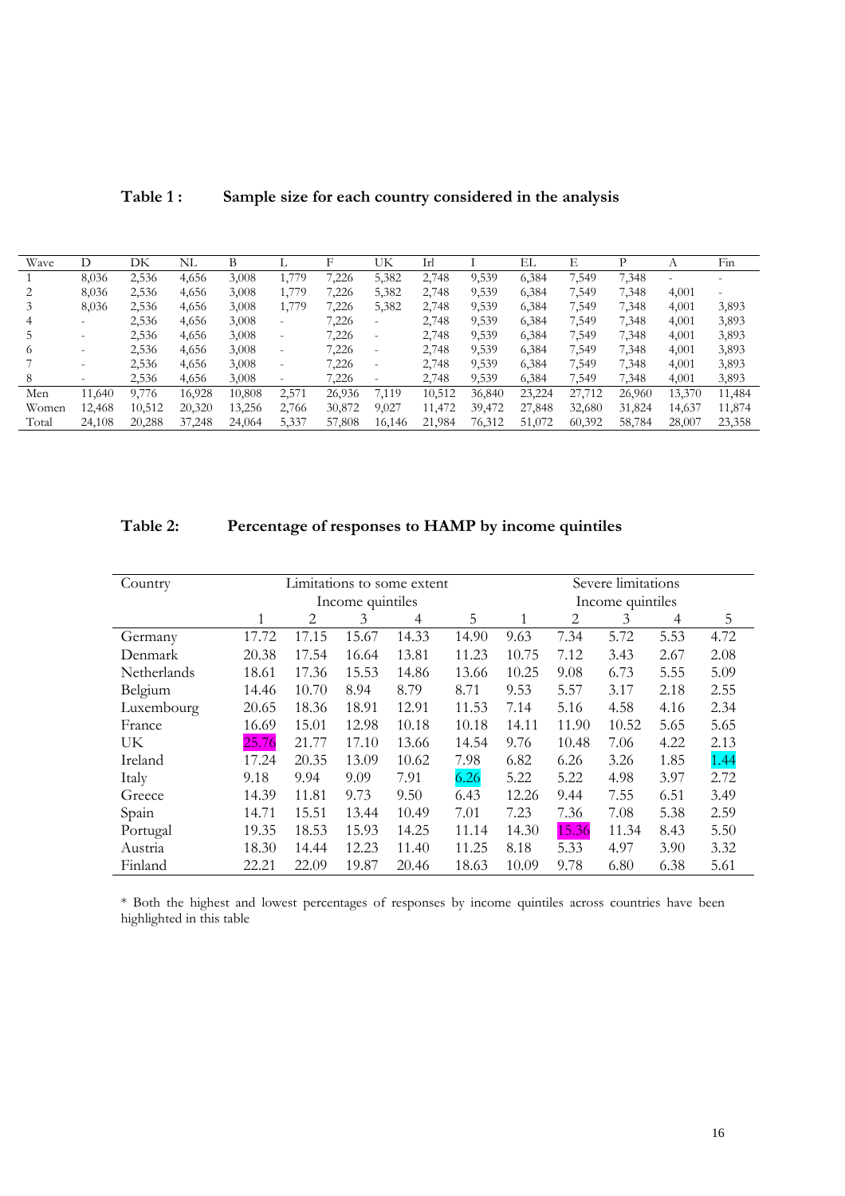**Table 1 : Sample size for each country considered in the analysis**

| Wave | D | DK | NL | B | L | F | UK | Irl | I | EL | E | P | A | Fin |
|---|---|---|---|---|---|---|---|---|---|---|---|---|---|---|
| 1 | 8,036 | 2,536 | 4,656 | 3,008 | 1,779 | 7,226 | 5,382 | 2,748 | 9,539 | 6,384 | 7,549 | 7,348 | - | - |
| 2 | 8,036 | 2,536 | 4,656 | 3,008 | 1,779 | 7,226 | 5,382 | 2,748 | 9,539 | 6,384 | 7,549 | 7,348 | 4,001 | - |
| 3 | 8,036 | 2,536 | 4,656 | 3,008 | 1,779 | 7,226 | 5,382 | 2,748 | 9,539 | 6,384 | 7,549 | 7,348 | 4,001 | 3,893 |
| 4 | - | 2,536 | 4,656 | 3,008 | - | 7,226 | - | 2,748 | 9,539 | 6,384 | 7,549 | 7,348 | 4,001 | 3,893 |
| 5 | - | 2,536 | 4,656 | 3,008 | - | 7,226 | - | 2,748 | 9,539 | 6,384 | 7,549 | 7,348 | 4,001 | 3,893 |
| 6 | - | 2,536 | 4,656 | 3,008 | - | 7,226 | - | 2,748 | 9,539 | 6,384 | 7,549 | 7,348 | 4,001 | 3,893 |
| 7 | - | 2,536 | 4,656 | 3,008 | - | 7,226 | - | 2,748 | 9,539 | 6,384 | 7,549 | 7,348 | 4,001 | 3,893 |
| 8 | - | 2,536 | 4,656 | 3,008 | - | 7,226 | - | 2,748 | 9,539 | 6,384 | 7,549 | 7,348 | 4,001 | 3,893 |
| Men | 11,640 | 9,776 | 16,928 | 10,808 | 2,571 | 26,936 | 7,119 | 10,512 | 36,840 | 23,224 | 27,712 | 26,960 | 13,370 | 11,484 |
| Women | 12,468 | 10,512 | 20,320 | 13,256 | 2,766 | 30,872 | 9,027 | 11,472 | 39,472 | 27,848 | 32,680 | 31,824 | 14,637 | 11,874 |
| Total | 24,108 | 20,288 | 37,248 | 24,064 | 5,337 | 57,808 | 16,146 | 21,984 | 76,312 | 51,072 | 60,392 | 58,784 | 28,007 | 23,358 |

**Table 2: Percentage of responses to HAMP by income quintiles**

| Country | Limitations to some extent | | | | | Severe limitations | | | | |
|---|---|---|---|---|---|---|---|---|---|---|
| | Income quintiles | | | | | Income quintiles | | | | |
| | 1 | 2 | 3 | 4 | 5 | 1 | 2 | 3 | 4 | 5 |
| Germany | 17.72 | 17.15 | 15.67 | 14.33 | 14.90 | 9.63 | 7.34 | 5.72 | 5.53 | 4.72 |
| Denmark | 20.38 | 17.54 | 16.64 | 13.81 | 11.23 | 10.75 | 7.12 | 3.43 | 2.67 | 2.08 |
| Netherlands | 18.61 | 17.36 | 15.53 | 14.86 | 13.66 | 10.25 | 9.08 | 6.73 | 5.55 | 5.09 |
| Belgium | 14.46 | 10.70 | 8.94 | 8.79 | 8.71 | 9.53 | 5.57 | 3.17 | 2.18 | 2.55 |
| Luxembourg | 20.65 | 18.36 | 18.91 | 12.91 | 11.53 | 7.14 | 5.16 | 4.58 | 4.16 | 2.34 |
| France | 16.69 | 15.01 | 12.98 | 10.18 | 10.18 | 14.11 | 11.90 | 10.52 | 5.65 | 5.65 |
| UK | 25.76 | 21.77 | 17.10 | 13.66 | 14.54 | 9.76 | 10.48 | 7.06 | 4.22 | 2.13 |
| Ireland | 17.24 | 20.35 | 13.09 | 10.62 | 7.98 | 6.82 | 6.26 | 3.26 | 1.85 | 1.44 |
| Italy | 9.18 | 9.94 | 9.09 | 7.91 | 6.26 | 5.22 | 5.22 | 4.98 | 3.97 | 2.72 |
| Greece | 14.39 | 11.81 | 9.73 | 9.50 | 6.43 | 12.26 | 9.44 | 7.55 | 6.51 | 3.49 |
| Spain | 14.71 | 15.51 | 13.44 | 10.49 | 7.01 | 7.23 | 7.36 | 7.08 | 5.38 | 2.59 |
| Portugal | 19.35 | 18.53 | 15.93 | 14.25 | 11.14 | 14.30 | 15.36 | 11.34 | 8.43 | 5.50 |
| Austria | 18.30 | 14.44 | 12.23 | 11.40 | 11.25 | 8.18 | 5.33 | 4.97 | 3.90 | 3.32 |
| Finland | 22.21 | 22.09 | 19.87 | 20.46 | 18.63 | 10.09 | 9.78 | 6.80 | 6.38 | 5.61 |

* Both the highest and lowest percentages of responses by income quintiles across countries have been highlighted in this table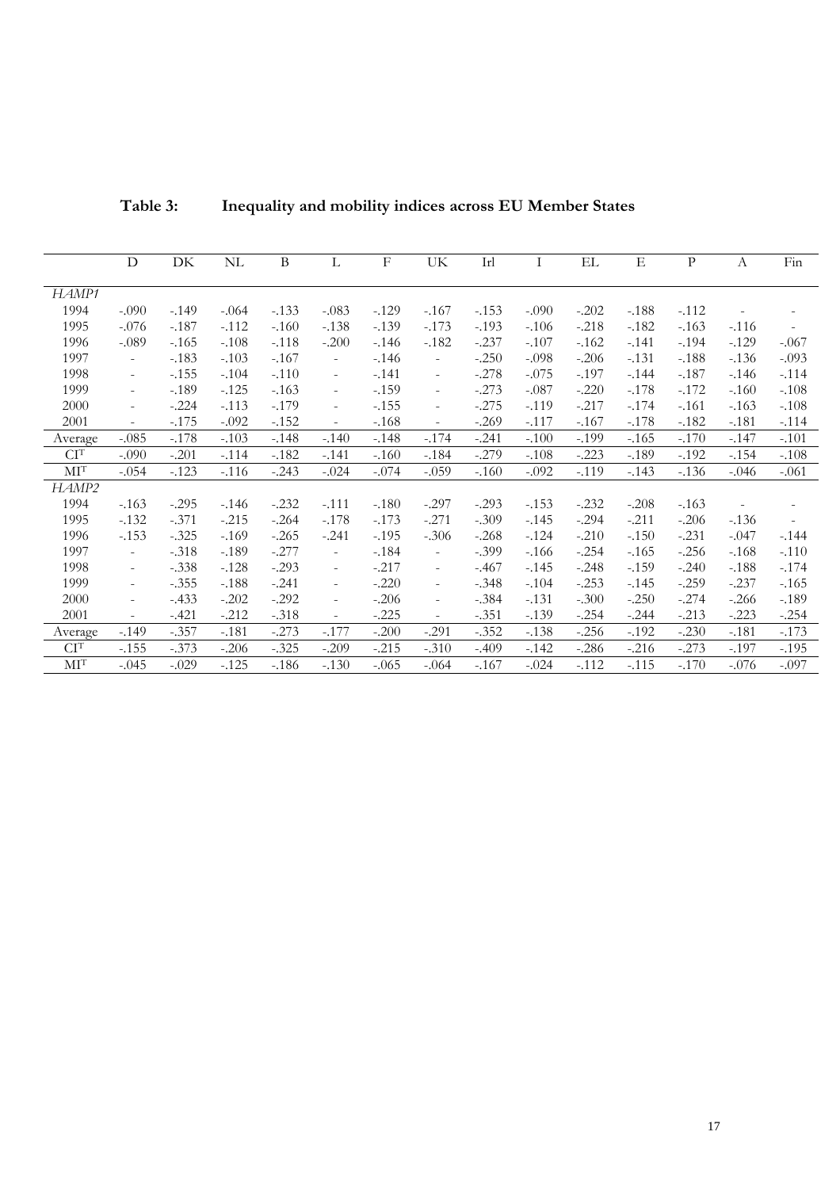**Table 3: Inequality and mobility indices across EU Member States**

| | D | DK | NL | B | L | F | UK | Irl | I | EL | E | P | A | Fin |
|---|---|---|---|---|---|---|---|---|---|---|---|---|---|---|
| *HAMP1* | | | | | | | | | | | | | | |
| 1994 | -.090 | -.149 | -.064 | -.133 | -.083 | -.129 | -.167 | -.153 | -.090 | -.202 | -.188 | -.112 | - | - |
| 1995 | -.076 | -.187 | -.112 | -.160 | -.138 | -.139 | -.173 | -.193 | -.106 | -.218 | -.182 | -.163 | -.116 | - |
| 1996 | -.089 | -.165 | -.108 | -.118 | -.200 | -.146 | -.182 | -.237 | -.107 | -.162 | -.141 | -.194 | -.129 | -.067 |
| 1997 | - | -.183 | -.103 | -.167 | - | -.146 | - | -.250 | -.098 | -.206 | -.131 | -.188 | -.136 | -.093 |
| 1998 | - | -.155 | -.104 | -.110 | - | -.141 | - | -.278 | -.075 | -.197 | -.144 | -.187 | -.146 | -.114 |
| 1999 | - | -.189 | -.125 | -.163 | - | -.159 | - | -.273 | -.087 | -.220 | -.178 | -.172 | -.160 | -.108 |
| 2000 | - | -.224 | -.113 | -.179 | - | -.155 | - | -.275 | -.119 | -.217 | -.174 | -.161 | -.163 | -.108 |
| 2001 | - | -.175 | -.092 | -.152 | - | -.168 | - | -.269 | -.117 | -.167 | -.178 | -.182 | -.181 | -.114 |
| Average | -.085 | -.178 | -.103 | -.148 | -.140 | -.148 | -.174 | -.241 | -.100 | -.199 | -.165 | -.170 | -.147 | -.101 |
| $CI^T$ | -.090 | -.201 | -.114 | -.182 | -.141 | -.160 | -.184 | -.279 | -.108 | -.223 | -.189 | -.192 | -.154 | -.108 |
| $MI^T$ | -.054 | -.123 | -.116 | -.243 | -.024 | -.074 | -.059 | -.160 | -.092 | -.119 | -.143 | -.136 | -.046 | -.061 |
| *HAMP2* | | | | | | | | | | | | | | |
| 1994 | -.163 | -.295 | -.146 | -.232 | -.111 | -.180 | -.297 | -.293 | -.153 | -.232 | -.208 | -.163 | - | - |
| 1995 | -.132 | -.371 | -.215 | -.264 | -.178 | -.173 | -.271 | -.309 | -.145 | -.294 | -.211 | -.206 | -.136 | - |
| 1996 | -.153 | -.325 | -.169 | -.265 | -.241 | -.195 | -.306 | -.268 | -.124 | -.210 | -.150 | -.231 | -.047 | -.144 |
| 1997 | - | -.318 | -.189 | -.277 | - | -.184 | - | -.399 | -.166 | -.254 | -.165 | -.256 | -.168 | -.110 |
| 1998 | - | -.338 | -.128 | -.293 | - | -.217 | - | -.467 | -.145 | -.248 | -.159 | -.240 | -.188 | -.174 |
| 1999 | - | -.355 | -.188 | -.241 | - | -.220 | - | -.348 | -.104 | -.253 | -.145 | -.259 | -.237 | -.165 |
| 2000 | - | -.433 | -.202 | -.292 | - | -.206 | - | -.384 | -.131 | -.300 | -.250 | -.274 | -.266 | -.189 |
| 2001 | - | -.421 | -.212 | -.318 | - | -.225 | - | -.351 | -.139 | -.254 | -.244 | -.213 | -.223 | -.254 |
| Average | -.149 | -.357 | -.181 | -.273 | -.177 | -.200 | -.291 | -.352 | -.138 | -.256 | -.192 | -.230 | -.181 | -.173 |
| $CI^T$ | -.155 | -.373 | -.206 | -.325 | -.209 | -.215 | -.310 | -.409 | -.142 | -.286 | -.216 | -.273 | -.197 | -.195 |
| $MI^T$ | -.045 | -.029 | -.125 | -.186 | -.130 | -.065 | -.064 | -.167 | -.024 | -.112 | -.115 | -.170 | -.076 | -.097 |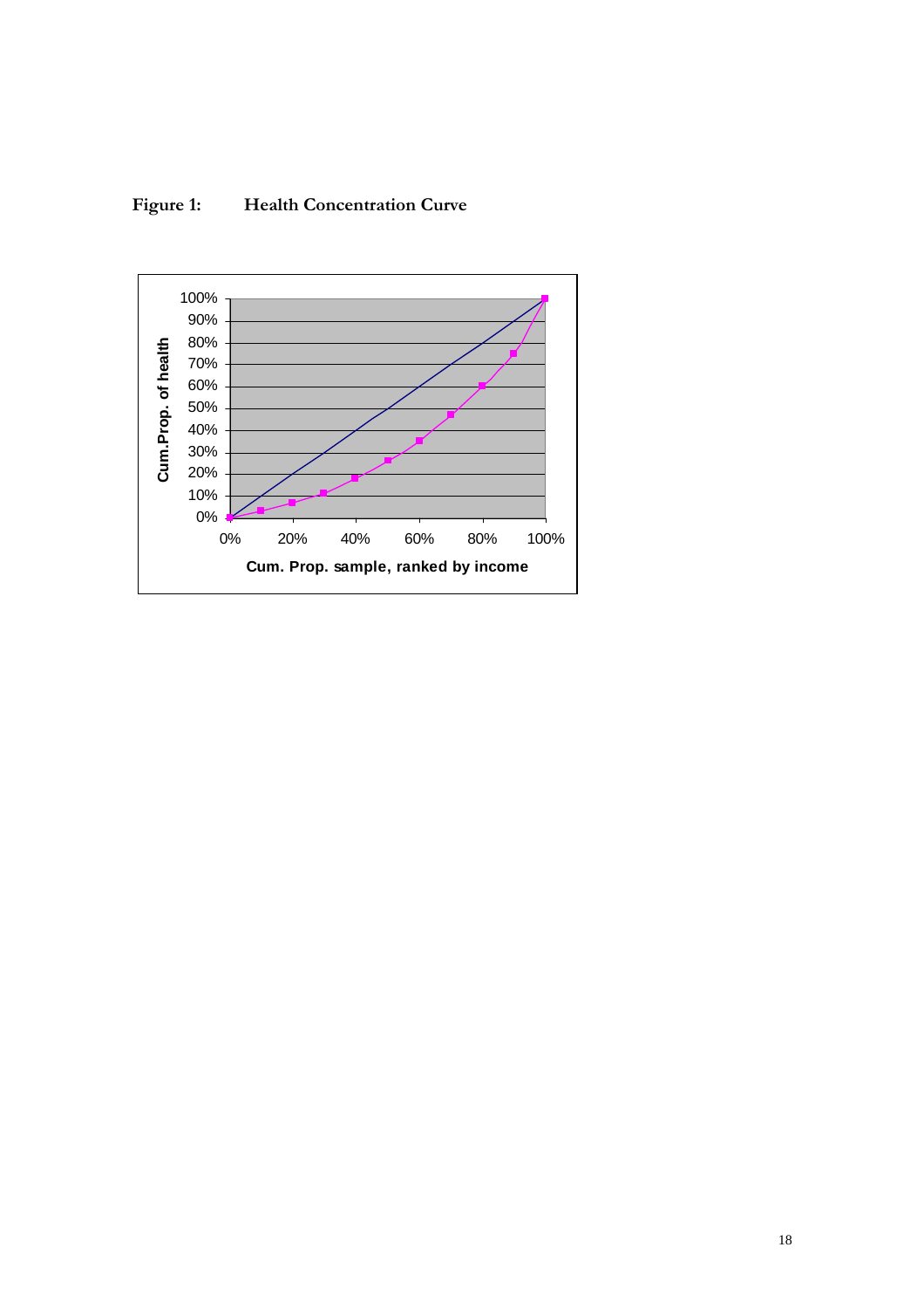**Figure 1: Health Concentration Curve**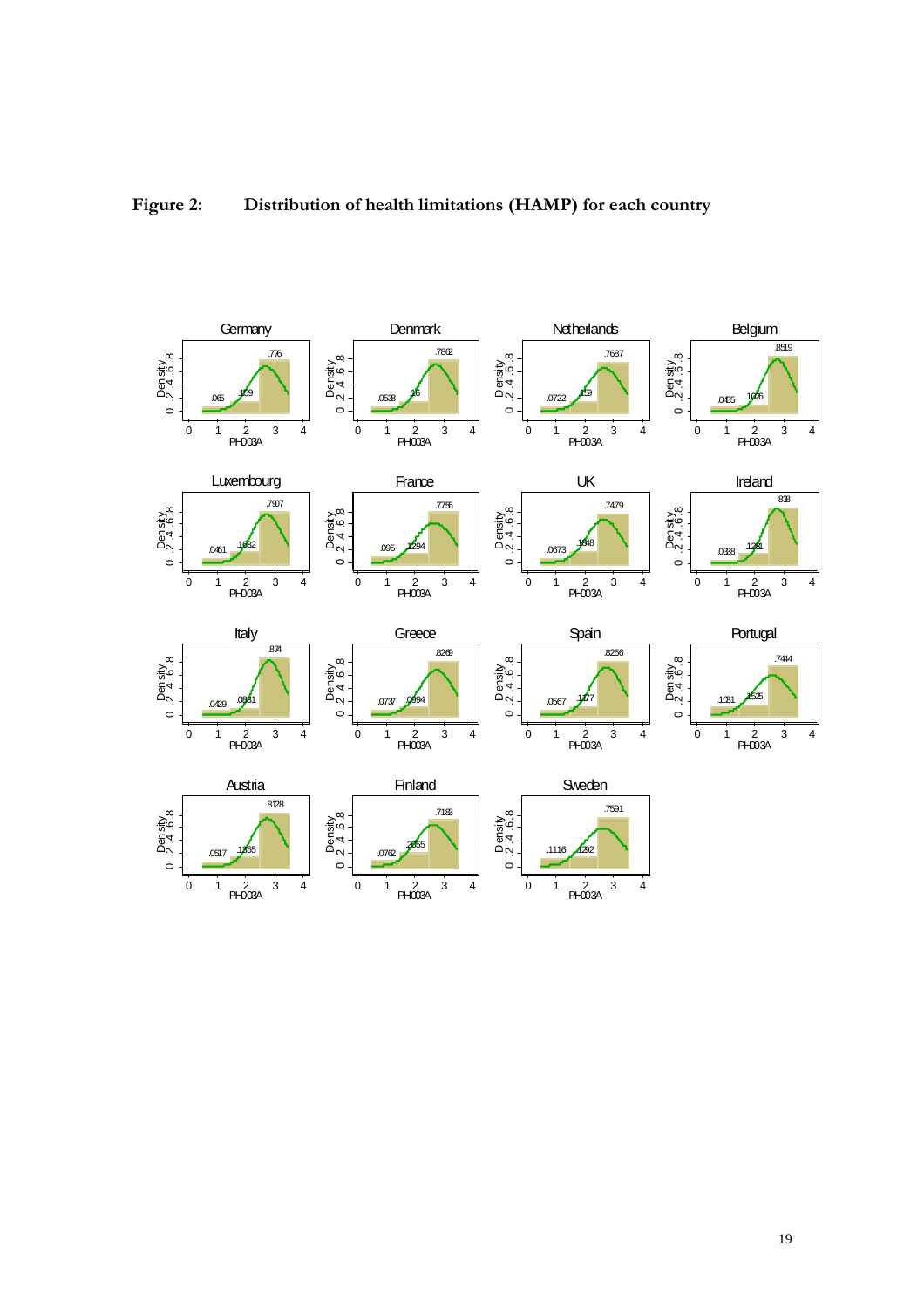**Figure 2: Distribution of health limitations (HAMP) for each country**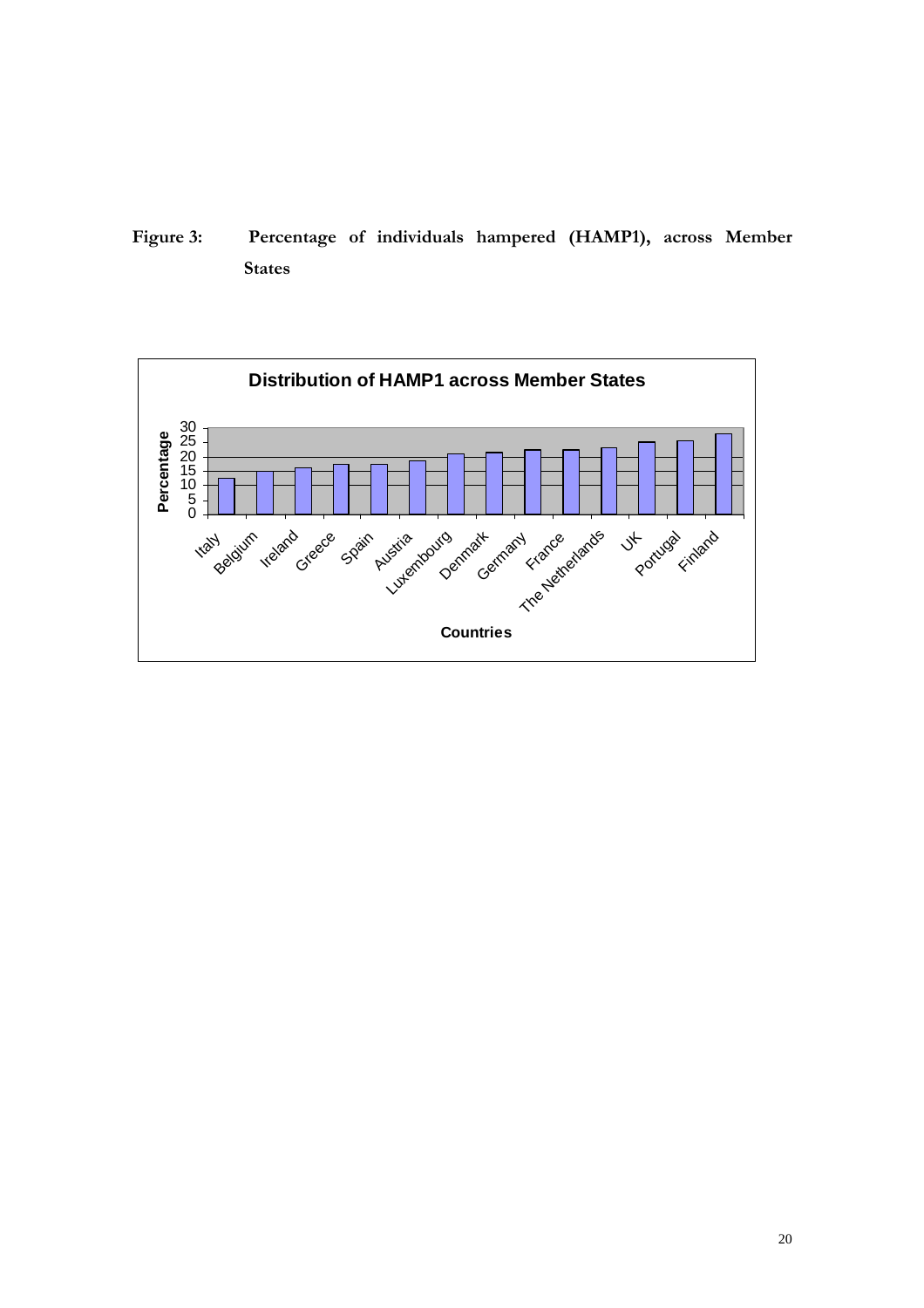**Figure 3: Percentage of individuals hampered (HAMP1), across Member States**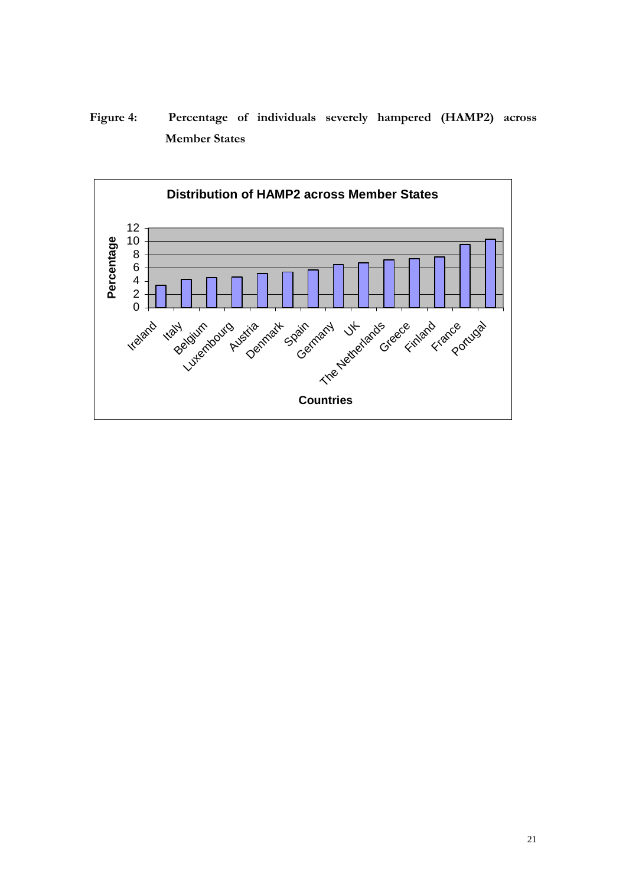**Figure 4: Percentage of individuals severely hampered (HAMP2) across Member States**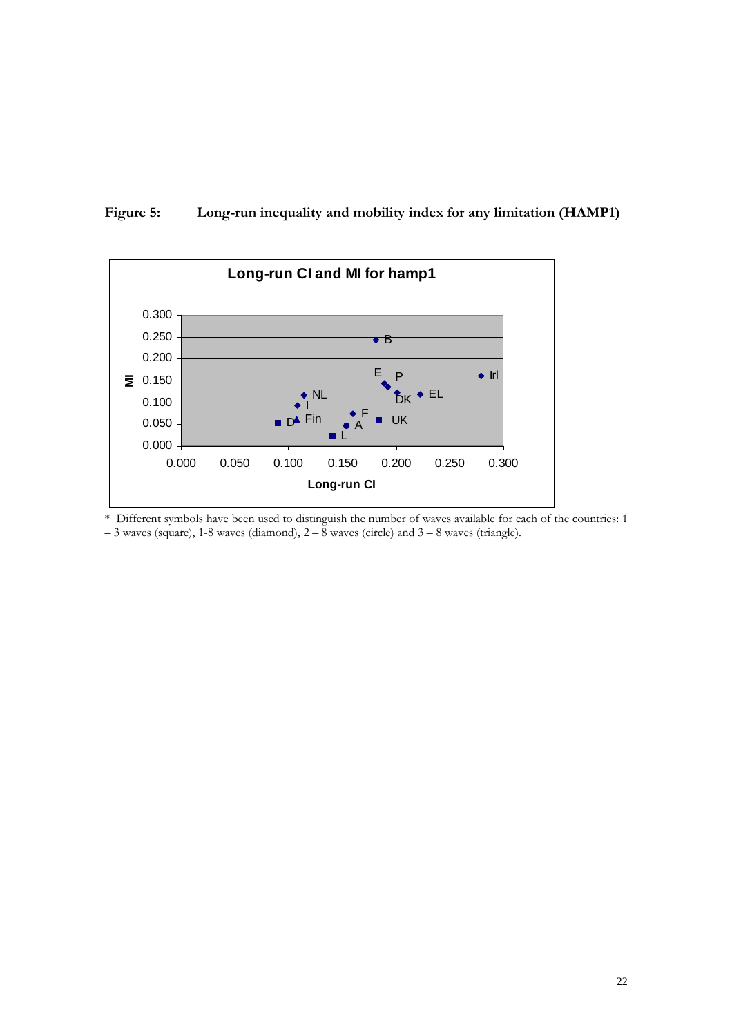**Figure 5: Long-run inequality and mobility index for any limitation (HAMP1)**

\* Different symbols have been used to distinguish the number of waves available for each of the countries: 1 – 3 waves (square), 1-8 waves (diamond), 2 – 8 waves (circle) and 3 – 8 waves (triangle).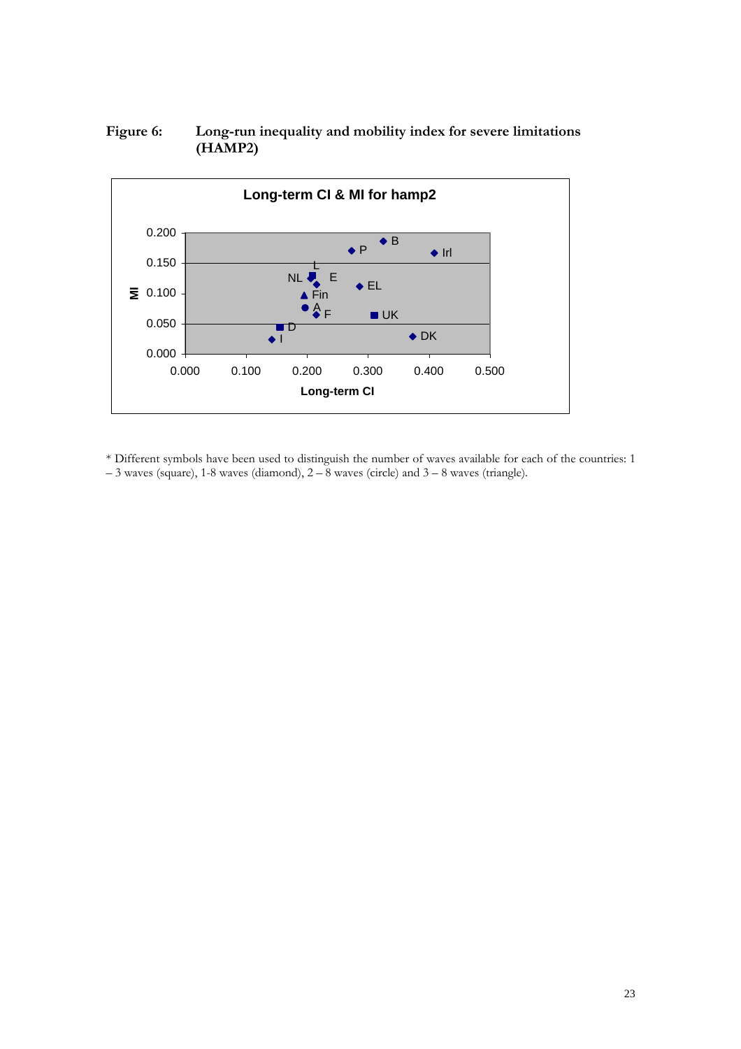**Figure 6: Long-run inequality and mobility index for severe limitations (HAMP2)**

Long-term CI & MI for hamp2

\* Different symbols have been used to distinguish the number of waves available for each of the countries: 1 – 3 waves (square), 1-8 waves (diamond), 2 – 8 waves (circle) and 3 – 8 waves (triangle).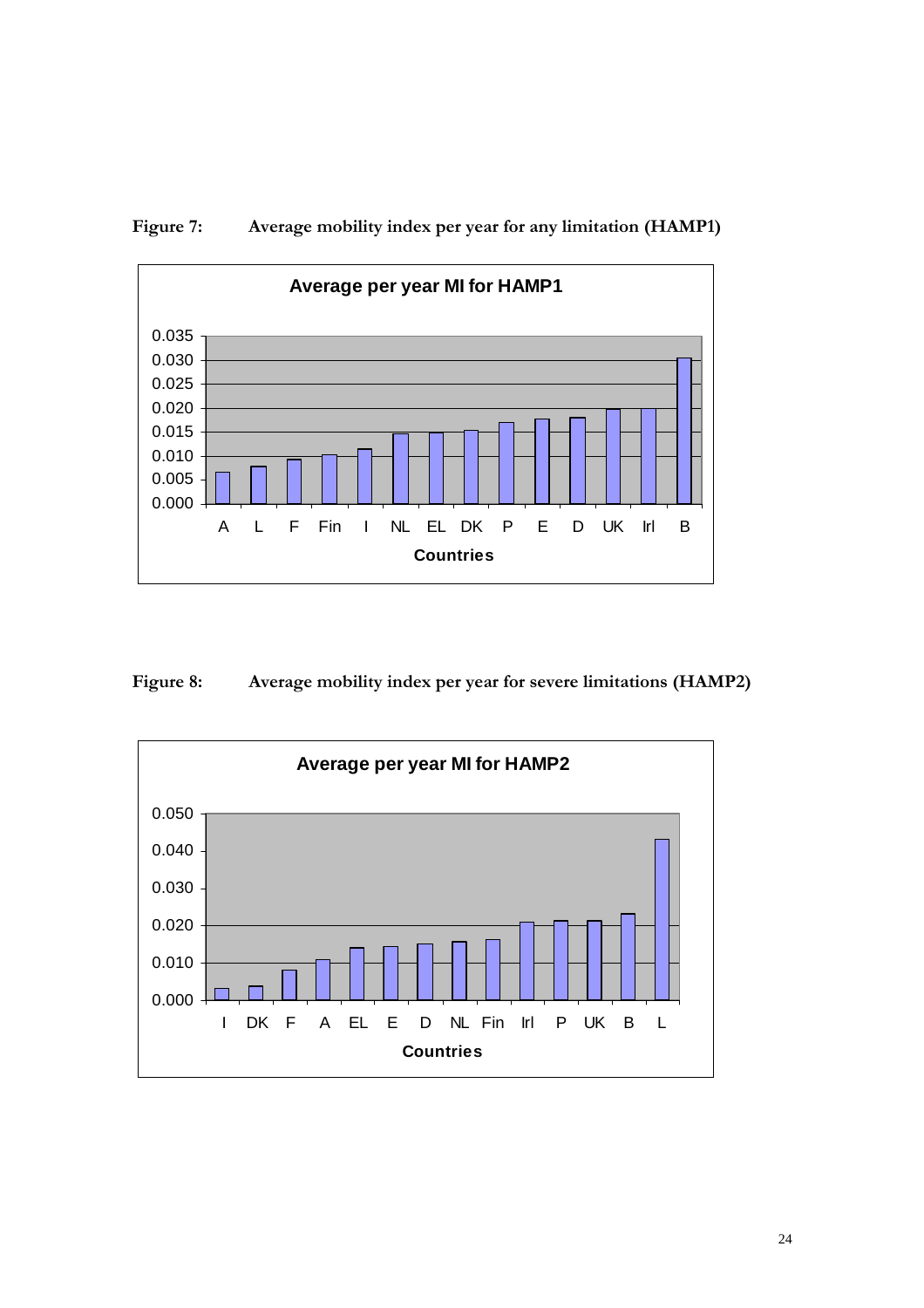**Figure 7:** Average mobility index per year for any limitation (HAMP1)

Average per year MI for HAMP1

0.035
0.030
0.025
0.020
0.015
0.010
0.005
0.000

A L F Fin I NL EL DK P E D UK Irl B

Countries

**Figure 8:** Average mobility index per year for severe limitations (HAMP2)

Average per year MI for HAMP2

0.050
0.040
0.030
0.020
0.010
0.000

I DK F A EL E D NL Fin Irl P UK B L

Countries